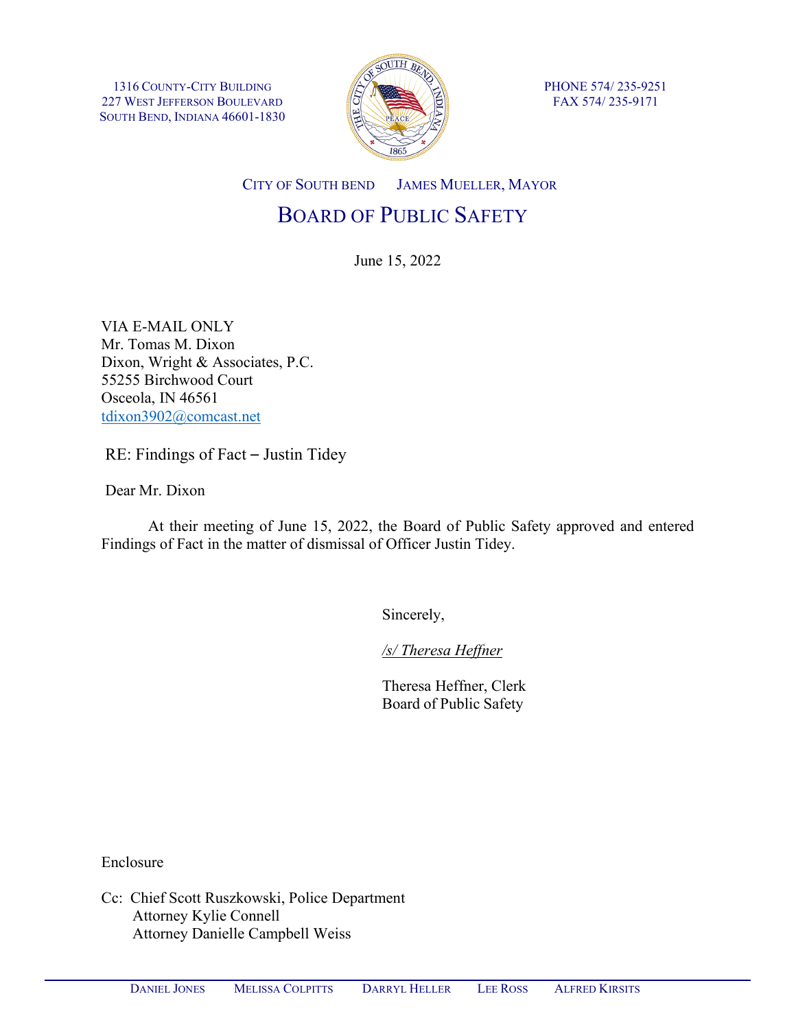1316 County-City Building
227 West Jefferson Boulevard
South Bend, Indiana 46601-1830

PHONE 574/ 235-9251
FAX 574/ 235-9171

City of South Bend James Mueller, Mayor

# Board of Public Safety

June 15, 2022

VIA E-MAIL ONLY
Mr. Tomas M. Dixon
Dixon, Wright & Associates, P.C.
55255 Birchwood Court
Osceola, IN 46561
tdixon3902@comcast.net

RE: Findings of Fact – Justin Tidey

Dear Mr. Dixon

At their meeting of June 15, 2022, the Board of Public Safety approved and entered Findings of Fact in the matter of dismissal of Officer Justin Tidey.

Sincerely,

*/s/ Theresa Heffner*

Theresa Heffner, Clerk
Board of Public Safety

Enclosure

Cc: Chief Scott Ruszkowski, Police Department
Attorney Kylie Connell
Attorney Danielle Campbell Weiss

Daniel Jones Melissa Colpitts Darryl Heller Lee Ross Alfred Kirsits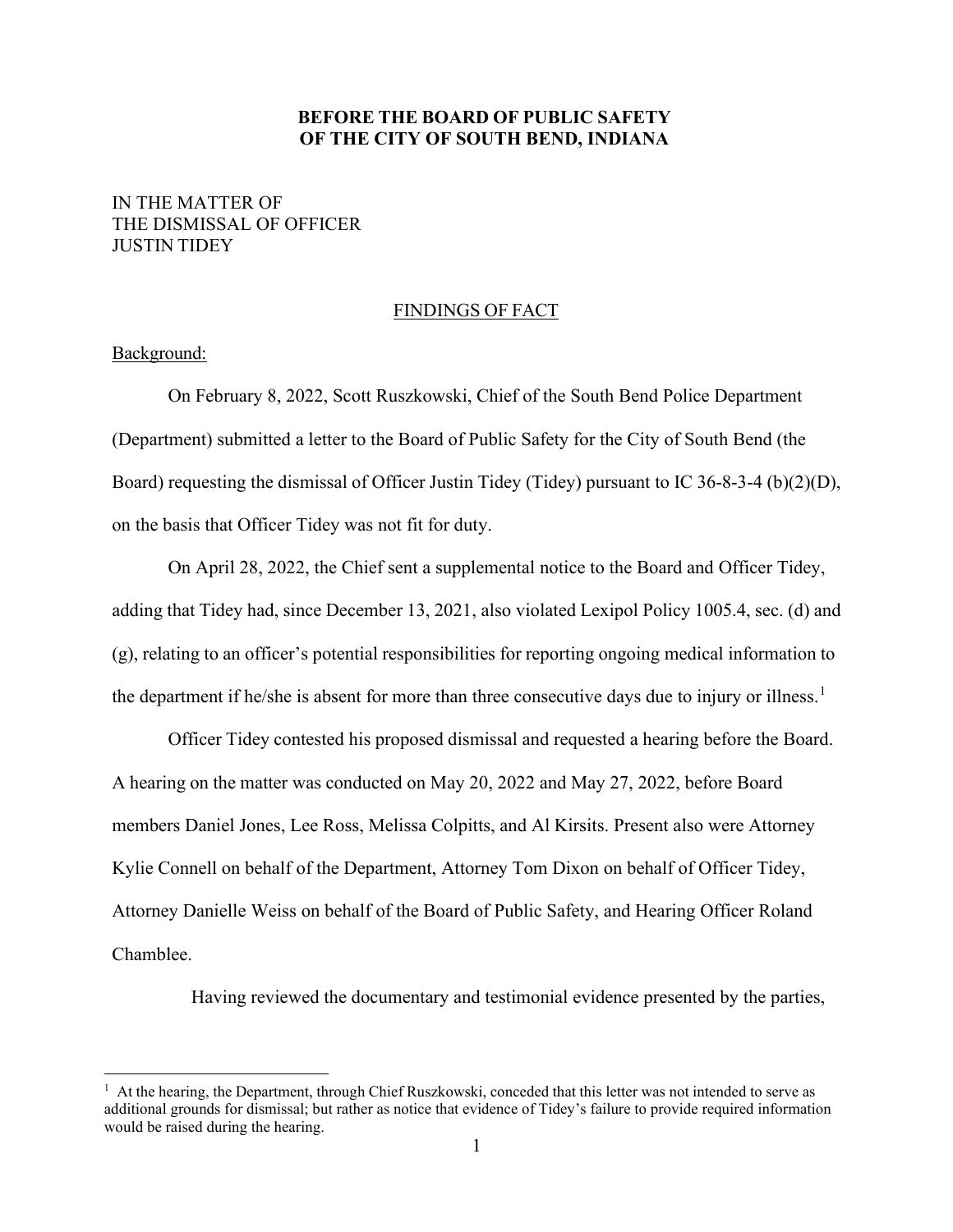**BEFORE THE BOARD OF PUBLIC SAFETY OF THE CITY OF SOUTH BEND, INDIANA**

IN THE MATTER OF
THE DISMISSAL OF OFFICER
JUSTIN TIDEY

FINDINGS OF FACT

Background:

On February 8, 2022, Scott Ruszkowski, Chief of the South Bend Police Department (Department) submitted a letter to the Board of Public Safety for the City of South Bend (the Board) requesting the dismissal of Officer Justin Tidey (Tidey) pursuant to IC 36-8-3-4 (b)(2)(D), on the basis that Officer Tidey was not fit for duty.

On April 28, 2022, the Chief sent a supplemental notice to the Board and Officer Tidey, adding that Tidey had, since December 13, 2021, also violated Lexipol Policy 1005.4, sec. (d) and (g), relating to an officer's potential responsibilities for reporting ongoing medical information to the department if he/she is absent for more than three consecutive days due to injury or illness.[1]

Officer Tidey contested his proposed dismissal and requested a hearing before the Board. A hearing on the matter was conducted on May 20, 2022 and May 27, 2022, before Board members Daniel Jones, Lee Ross, Melissa Colpitts, and Al Kirsits. Present also were Attorney Kylie Connell on behalf of the Department, Attorney Tom Dixon on behalf of Officer Tidey, Attorney Danielle Weiss on behalf of the Board of Public Safety, and Hearing Officer Roland Chamblee.

Having reviewed the documentary and testimonial evidence presented by the parties,

[1] At the hearing, the Department, through Chief Ruszkowski, conceded that this letter was not intended to serve as additional grounds for dismissal; but rather as notice that evidence of Tidey's failure to provide required information would be raised during the hearing.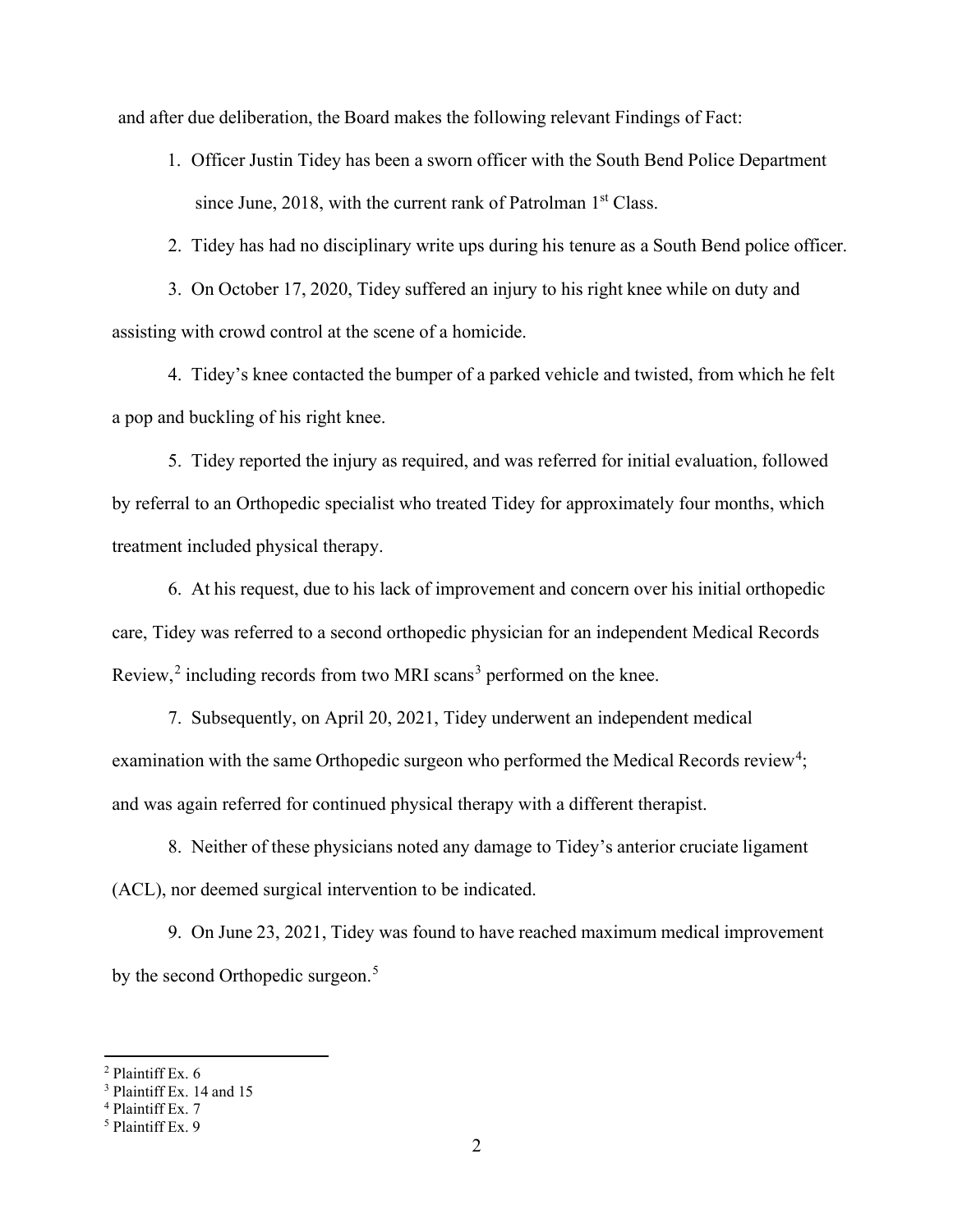and after due deliberation, the Board makes the following relevant Findings of Fact:

1. Officer Justin Tidey has been a sworn officer with the South Bend Police Department since June, 2018, with the current rank of Patrolman 1st Class.

2. Tidey has had no disciplinary write ups during his tenure as a South Bend police officer.

3. On October 17, 2020, Tidey suffered an injury to his right knee while on duty and assisting with crowd control at the scene of a homicide.

4. Tidey's knee contacted the bumper of a parked vehicle and twisted, from which he felt a pop and buckling of his right knee.

5. Tidey reported the injury as required, and was referred for initial evaluation, followed by referral to an Orthopedic specialist who treated Tidey for approximately four months, which treatment included physical therapy.

6. At his request, due to his lack of improvement and concern over his initial orthopedic care, Tidey was referred to a second orthopedic physician for an independent Medical Records Review,[2] including records from two MRI scans[3] performed on the knee.

7. Subsequently, on April 20, 2021, Tidey underwent an independent medical examination with the same Orthopedic surgeon who performed the Medical Records review[4]; and was again referred for continued physical therapy with a different therapist.

8. Neither of these physicians noted any damage to Tidey's anterior cruciate ligament (ACL), nor deemed surgical intervention to be indicated.

9. On June 23, 2021, Tidey was found to have reached maximum medical improvement by the second Orthopedic surgeon.[5]

---

[2] Plaintiff Ex. 6

[3] Plaintiff Ex. 14 and 15

[4] Plaintiff Ex. 7

[5] Plaintiff Ex. 9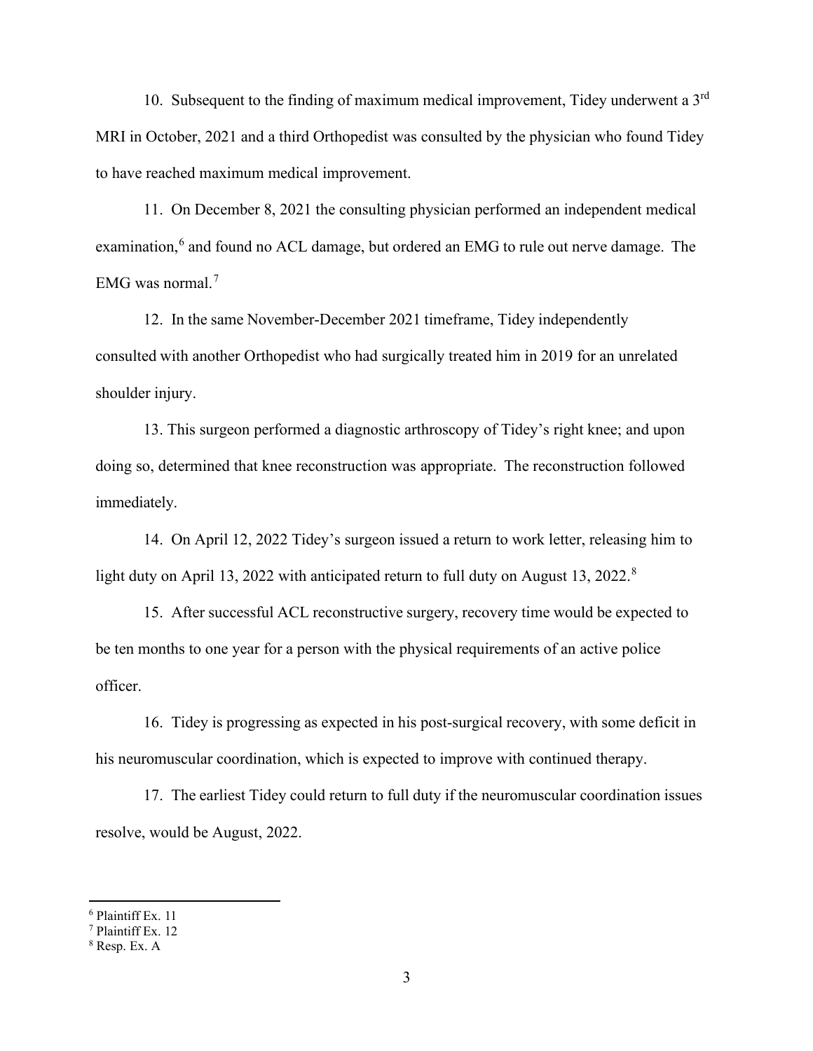10. Subsequent to the finding of maximum medical improvement, Tidey underwent a 3rd MRI in October, 2021 and a third Orthopedist was consulted by the physician who found Tidey to have reached maximum medical improvement.

11. On December 8, 2021 the consulting physician performed an independent medical examination,[6] and found no ACL damage, but ordered an EMG to rule out nerve damage. The EMG was normal.[7]

12. In the same November-December 2021 timeframe, Tidey independently consulted with another Orthopedist who had surgically treated him in 2019 for an unrelated shoulder injury.

13. This surgeon performed a diagnostic arthroscopy of Tidey's right knee; and upon doing so, determined that knee reconstruction was appropriate. The reconstruction followed immediately.

14. On April 12, 2022 Tidey's surgeon issued a return to work letter, releasing him to light duty on April 13, 2022 with anticipated return to full duty on August 13, 2022.[8]

15. After successful ACL reconstructive surgery, recovery time would be expected to be ten months to one year for a person with the physical requirements of an active police officer.

16. Tidey is progressing as expected in his post-surgical recovery, with some deficit in his neuromuscular coordination, which is expected to improve with continued therapy.

17. The earliest Tidey could return to full duty if the neuromuscular coordination issues resolve, would be August, 2022.

---

[6] Plaintiff Ex. 11

[7] Plaintiff Ex. 12

[8] Resp. Ex. A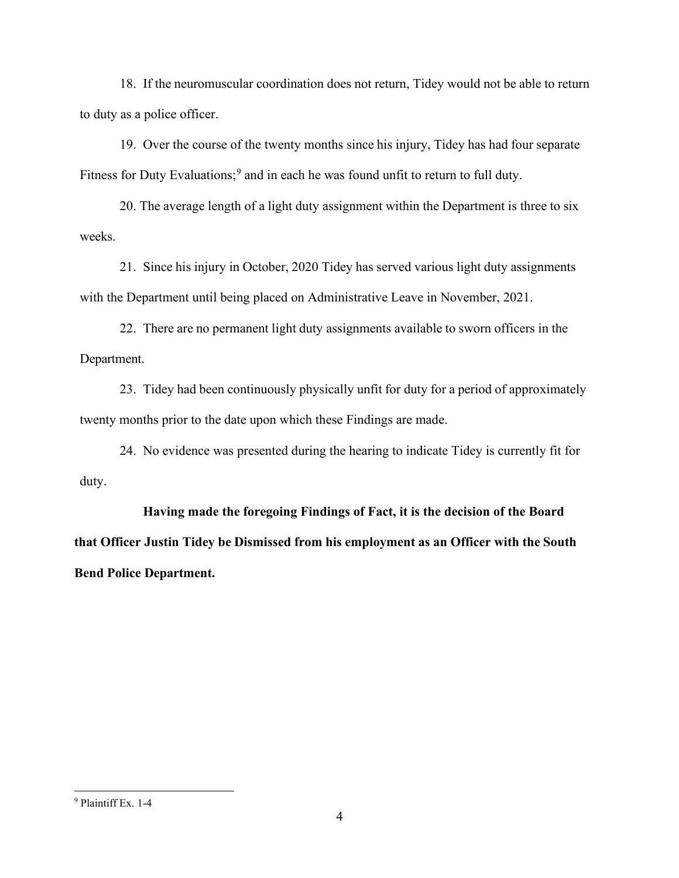18. If the neuromuscular coordination does not return, Tidey would not be able to return to duty as a police officer.

19. Over the course of the twenty months since his injury, Tidey has had four separate Fitness for Duty Evaluations;[9] and in each he was found unfit to return to full duty.

20. The average length of a light duty assignment within the Department is three to six weeks.

21. Since his injury in October, 2020 Tidey has served various light duty assignments with the Department until being placed on Administrative Leave in November, 2021.

22. There are no permanent light duty assignments available to sworn officers in the Department.

23. Tidey had been continuously physically unfit for duty for a period of approximately twenty months prior to the date upon which these Findings are made.

24. No evidence was presented during the hearing to indicate Tidey is currently fit for duty.

**Having made the foregoing Findings of Fact, it is the decision of the Board that Officer Justin Tidey be Dismissed from his employment as an Officer with the South Bend Police Department.**

---

[9] Plaintiff Ex. 1-4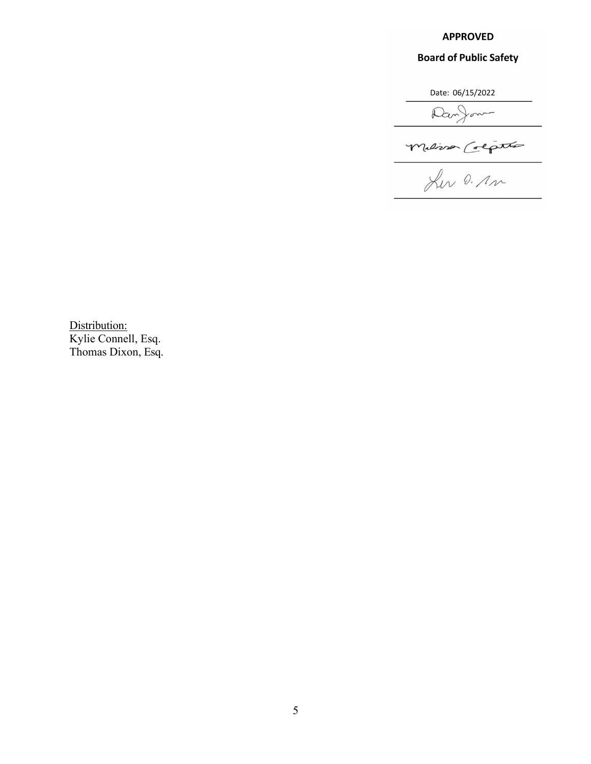**APPROVED**

**Board of Public Safety**

Date: 06/15/2022

Distribution:

Kylie Connell, Esq.

Thomas Dixon, Esq.